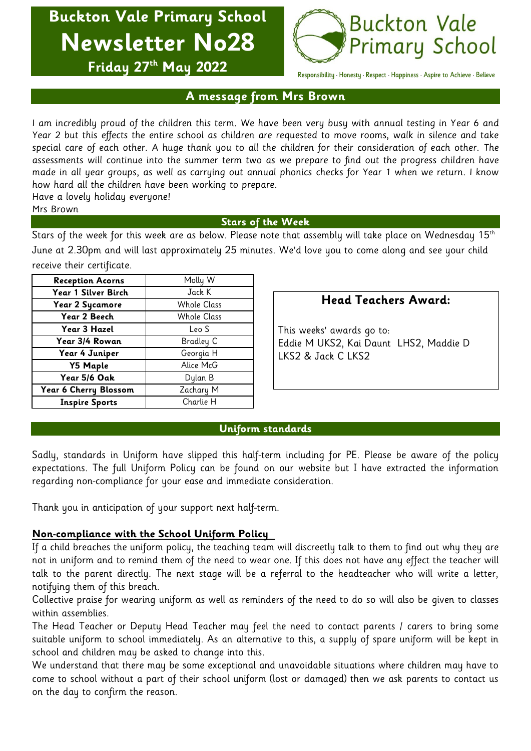# Buckton Vale Primary School
# Newsletter No28
**Friday 27th May 2022**

Buckton Vale Primary School

Responsibility · Honesty · Respect · Happiness · Aspire to Achieve · Believe

## A message from Mrs Brown

*I am incredibly proud of the children this term. We have been very busy with annual testing in Year 6 and Year 2 but this effects the entire school as children are requested to move rooms, walk in silence and take special care of each other. A huge thank you to all the children for their consideration of each other. The assessments will continue into the summer term two as we prepare to find out the progress children have made in all year groups, as well as carrying out annual phonics checks for Year 1 when we return. I know how hard all the children have been working to prepare.*

*Have a lovely holiday everyone!*

Mrs Brown

## Stars of the Week

Stars of the week for this week are as below. Please note that assembly will take place on Wednesday 15th June at 2.30pm and will last approximately 25 minutes. We'd love you to come along and see your child receive their certificate.

| Class | Star |
|---|---|
| **Reception Acorns** | Molly W |
| **Year 1 Silver Birch** | Jack K |
| **Year 2 Sycamore** | Whole Class |
| **Year 2 Beech** | Whole Class |
| **Year 3 Hazel** | Leo S |
| **Year 3/4 Rowan** | Bradley C |
| **Year 4 Juniper** | Georgia H |
| **Y5 Maple** | Alice McG |
| **Year 5/6 Oak** | Dylan B |
| **Year 6 Cherry Blossom** | Zachary M |
| **Inspire Sports** | Charlie H |

### Head Teachers Award:

This weeks' awards go to:
Eddie M UKS2, Kai Daunt LHS2, Maddie D LKS2 & Jack C LKS2

## Uniform standards

Sadly, standards in Uniform have slipped this half-term including for PE. Please be aware of the policy expectations. The full Uniform Policy can be found on our website but I have extracted the information regarding non-compliance for your ease and immediate consideration.

Thank you in anticipation of your support next half-term.

### <u>Non-compliance with the School Uniform Policy</u>

If a child breaches the uniform policy, the teaching team will discreetly talk to them to find out why they are not in uniform and to remind them of the need to wear one. If this does not have any effect the teacher will talk to the parent directly. The next stage will be a referral to the headteacher who will write a letter, notifying them of this breach.

Collective praise for wearing uniform as well as reminders of the need to do so will also be given to classes within assemblies.

The Head Teacher or Deputy Head Teacher may feel the need to contact parents / carers to bring some suitable uniform to school immediately. As an alternative to this, a supply of spare uniform will be kept in school and children may be asked to change into this.

We understand that there may be some exceptional and unavoidable situations where children may have to come to school without a part of their school uniform (lost or damaged) then we ask parents to contact us on the day to confirm the reason.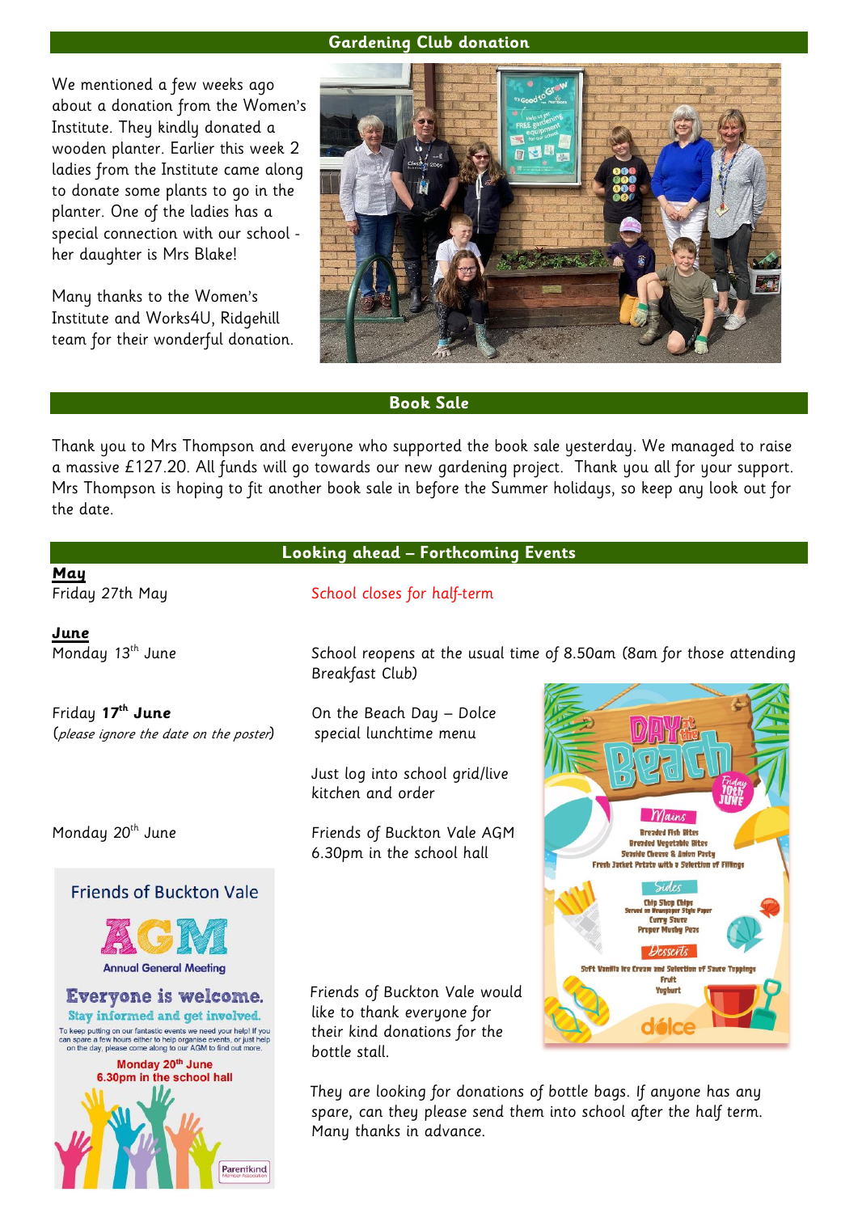## Gardening Club donation

We mentioned a few weeks ago about a donation from the Women's Institute. They kindly donated a wooden planter. Earlier this week 2 ladies from the Institute came along to donate some plants to go in the planter. One of the ladies has a special connection with our school - her daughter is Mrs Blake!

Many thanks to the Women's Institute and Works4U, Ridgehill team for their wonderful donation.

## Book Sale

Thank you to Mrs Thompson and everyone who supported the book sale yesterday. We managed to raise a massive £127.20. All funds will go towards our new gardening project. Thank you all for your support. Mrs Thompson is hoping to fit another book sale in before the Summer holidays, so keep any look out for the date.

## Looking ahead – Forthcoming Events

**May**

Friday 27th May — School closes for half-term

**June**

Monday 13th June — School reopens at the usual time of 8.50am (8am for those attending Breakfast Club)

Friday **17th June** (*please ignore the date on the poster*) — On the Beach Day – Dolce special lunchtime menu

Just log into school grid/live kitchen and order

Monday 20th June — Friends of Buckton Vale AGM 6.30pm in the school hall

Friends of Buckton Vale would like to thank everyone for their kind donations for the bottle stall.

They are looking for donations of bottle bags. If anyone has any spare, can they please send them into school after the half term. Many thanks in advance.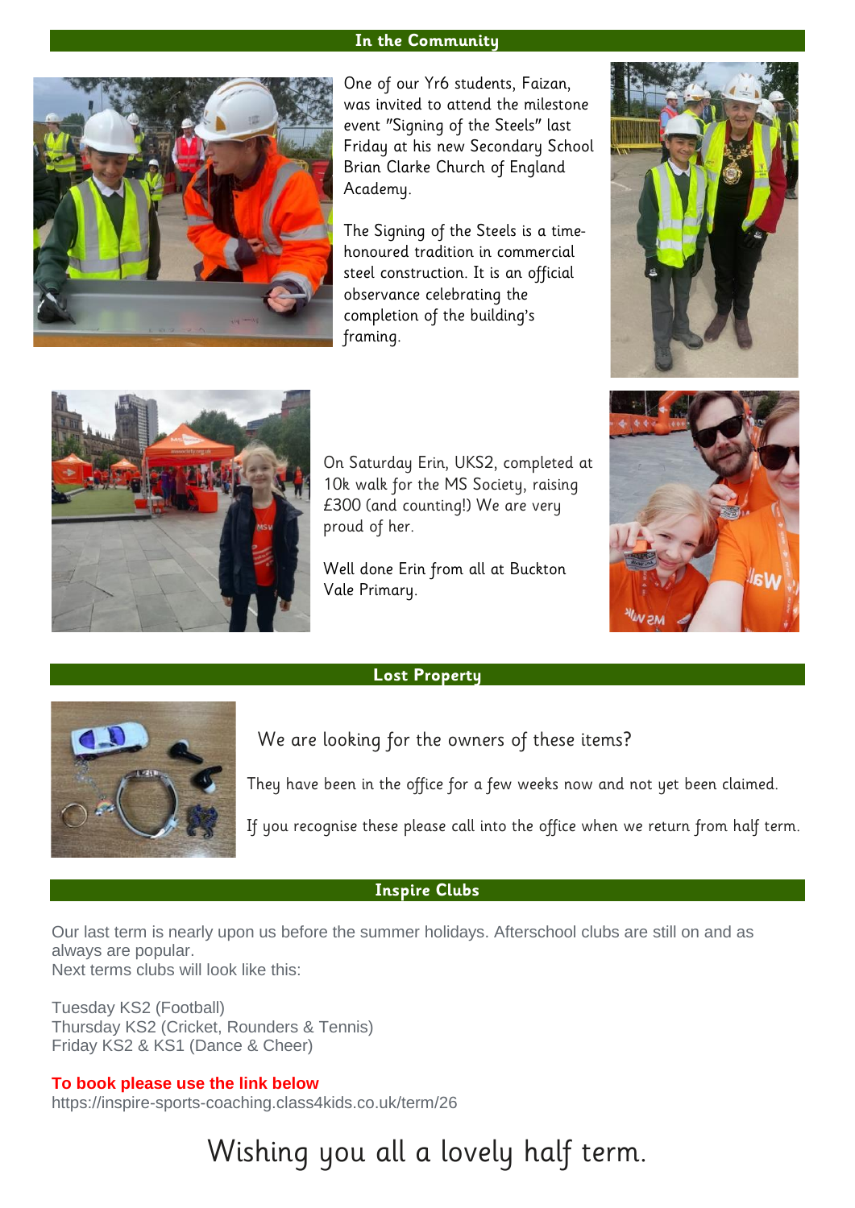## In the Community

One of our Yr6 students, Faizan, was invited to attend the milestone event "Signing of the Steels" last Friday at his new Secondary School Brian Clarke Church of England Academy.

The Signing of the Steels is a time-honoured tradition in commercial steel construction. It is an official observance celebrating the completion of the building's framing.

On Saturday Erin, UKS2, completed at 10k walk for the MS Society, raising £300 (and counting!) We are very proud of her.

Well done Erin from all at Buckton Vale Primary.

## Lost Property

We are looking for the owners of these items?

They have been in the office for a few weeks now and not yet been claimed.

If you recognise these please call into the office when we return from half term.

## Inspire Clubs

Our last term is nearly upon us before the summer holidays. Afterschool clubs are still on and as always are popular.
Next terms clubs will look like this:

Tuesday KS2 (Football)
Thursday KS2 (Cricket, Rounders & Tennis)
Friday KS2 & KS1 (Dance & Cheer)

**To book please use the link below**
https://inspire-sports-coaching.class4kids.co.uk/term/26

# Wishing you all a lovely half term.